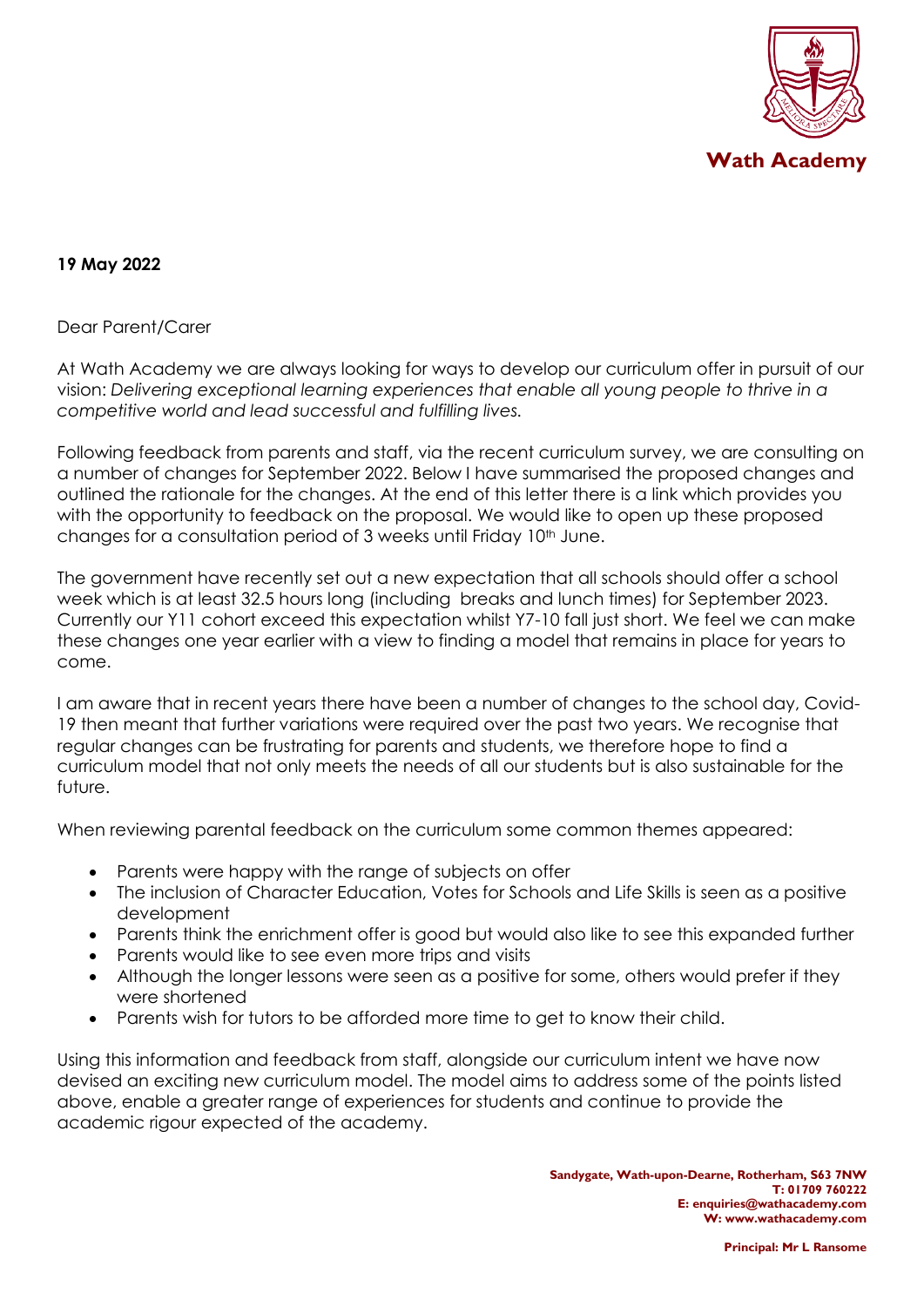**Wath Academy**

**19 May 2022**

Dear Parent/Carer

At Wath Academy we are always looking for ways to develop our curriculum offer in pursuit of our vision: *Delivering exceptional learning experiences that enable all young people to thrive in a competitive world and lead successful and fulfilling lives.*

Following feedback from parents and staff, via the recent curriculum survey, we are consulting on a number of changes for September 2022. Below I have summarised the proposed changes and outlined the rationale for the changes. At the end of this letter there is a link which provides you with the opportunity to feedback on the proposal. We would like to open up these proposed changes for a consultation period of 3 weeks until Friday 10th June.

The government have recently set out a new expectation that all schools should offer a school week which is at least 32.5 hours long (including breaks and lunch times) for September 2023. Currently our Y11 cohort exceed this expectation whilst Y7-10 fall just short. We feel we can make these changes one year earlier with a view to finding a model that remains in place for years to come.

I am aware that in recent years there have been a number of changes to the school day, Covid-19 then meant that further variations were required over the past two years. We recognise that regular changes can be frustrating for parents and students, we therefore hope to find a curriculum model that not only meets the needs of all our students but is also sustainable for the future.

When reviewing parental feedback on the curriculum some common themes appeared:

- Parents were happy with the range of subjects on offer
- The inclusion of Character Education, Votes for Schools and Life Skills is seen as a positive development
- Parents think the enrichment offer is good but would also like to see this expanded further
- Parents would like to see even more trips and visits
- Although the longer lessons were seen as a positive for some, others would prefer if they were shortened
- Parents wish for tutors to be afforded more time to get to know their child.

Using this information and feedback from staff, alongside our curriculum intent we have now devised an exciting new curriculum model. The model aims to address some of the points listed above, enable a greater range of experiences for students and continue to provide the academic rigour expected of the academy.

**Sandygate, Wath-upon-Dearne, Rotherham, S63 7NW**
**T: 01709 760222**
**E: enquiries@wathacademy.com**
**W: www.wathacademy.com**

**Principal: Mr L Ransome**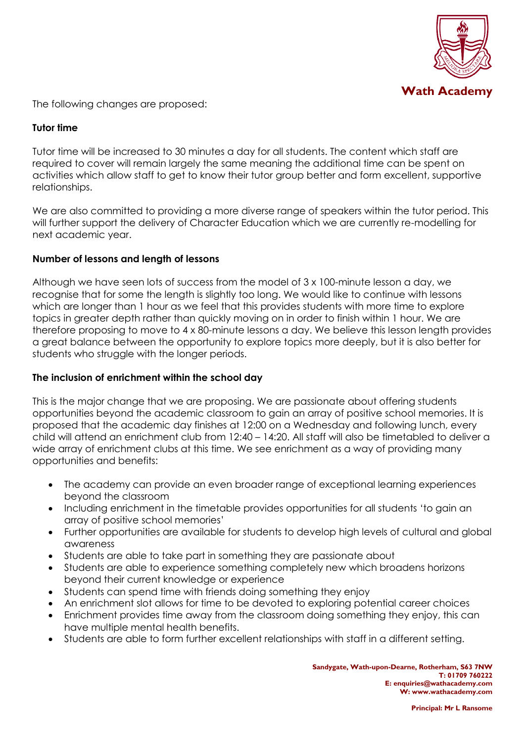The following changes are proposed:

**Tutor time**

Tutor time will be increased to 30 minutes a day for all students. The content which staff are required to cover will remain largely the same meaning the additional time can be spent on activities which allow staff to get to know their tutor group better and form excellent, supportive relationships.

We are also committed to providing a more diverse range of speakers within the tutor period. This will further support the delivery of Character Education which we are currently re-modelling for next academic year.

**Number of lessons and length of lessons**

Although we have seen lots of success from the model of 3 x 100-minute lesson a day, we recognise that for some the length is slightly too long. We would like to continue with lessons which are longer than 1 hour as we feel that this provides students with more time to explore topics in greater depth rather than quickly moving on in order to finish within 1 hour. We are therefore proposing to move to 4 x 80-minute lessons a day. We believe this lesson length provides a great balance between the opportunity to explore topics more deeply, but it is also better for students who struggle with the longer periods.

**The inclusion of enrichment within the school day**

This is the major change that we are proposing. We are passionate about offering students opportunities beyond the academic classroom to gain an array of positive school memories. It is proposed that the academic day finishes at 12:00 on a Wednesday and following lunch, every child will attend an enrichment club from 12:40 – 14:20. All staff will also be timetabled to deliver a wide array of enrichment clubs at this time. We see enrichment as a way of providing many opportunities and benefits:

- The academy can provide an even broader range of exceptional learning experiences beyond the classroom
- Including enrichment in the timetable provides opportunities for all students 'to gain an array of positive school memories'
- Further opportunities are available for students to develop high levels of cultural and global awareness
- Students are able to take part in something they are passionate about
- Students are able to experience something completely new which broadens horizons beyond their current knowledge or experience
- Students can spend time with friends doing something they enjoy
- An enrichment slot allows for time to be devoted to exploring potential career choices
- Enrichment provides time away from the classroom doing something they enjoy, this can have multiple mental health benefits.
- Students are able to form further excellent relationships with staff in a different setting.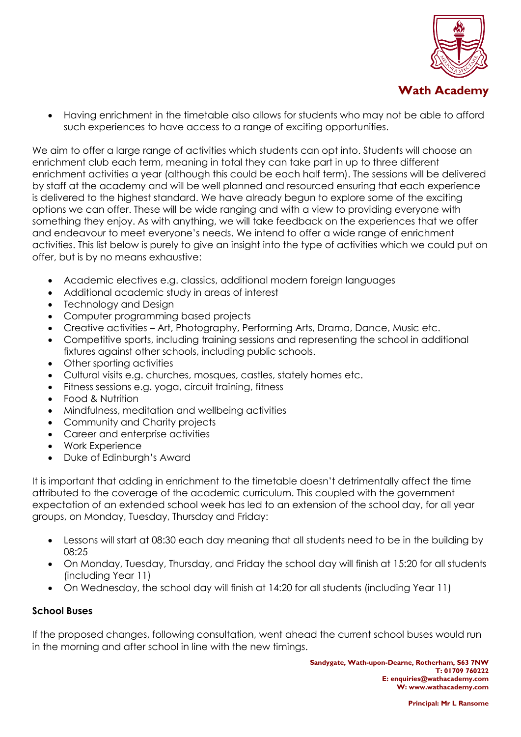- Having enrichment in the timetable also allows for students who may not be able to afford such experiences to have access to a range of exciting opportunities.

We aim to offer a large range of activities which students can opt into. Students will choose an enrichment club each term, meaning in total they can take part in up to three different enrichment activities a year (although this could be each half term). The sessions will be delivered by staff at the academy and will be well planned and resourced ensuring that each experience is delivered to the highest standard. We have already begun to explore some of the exciting options we can offer. These will be wide ranging and with a view to providing everyone with something they enjoy. As with anything, we will take feedback on the experiences that we offer and endeavour to meet everyone's needs. We intend to offer a wide range of enrichment activities. This list below is purely to give an insight into the type of activities which we could put on offer, but is by no means exhaustive:

- Academic electives e.g. classics, additional modern foreign languages
- Additional academic study in areas of interest
- Technology and Design
- Computer programming based projects
- Creative activities – Art, Photography, Performing Arts, Drama, Dance, Music etc.
- Competitive sports, including training sessions and representing the school in additional fixtures against other schools, including public schools.
- Other sporting activities
- Cultural visits e.g. churches, mosques, castles, stately homes etc.
- Fitness sessions e.g. yoga, circuit training, fitness
- Food & Nutrition
- Mindfulness, meditation and wellbeing activities
- Community and Charity projects
- Career and enterprise activities
- Work Experience
- Duke of Edinburgh's Award

It is important that adding in enrichment to the timetable doesn't detrimentally affect the time attributed to the coverage of the academic curriculum. This coupled with the government expectation of an extended school week has led to an extension of the school day, for all year groups, on Monday, Tuesday, Thursday and Friday:

- Lessons will start at 08:30 each day meaning that all students need to be in the building by 08:25
- On Monday, Tuesday, Thursday, and Friday the school day will finish at 15:20 for all students (including Year 11)
- On Wednesday, the school day will finish at 14:20 for all students (including Year 11)

**School Buses**

If the proposed changes, following consultation, went ahead the current school buses would run in the morning and after school in line with the new timings.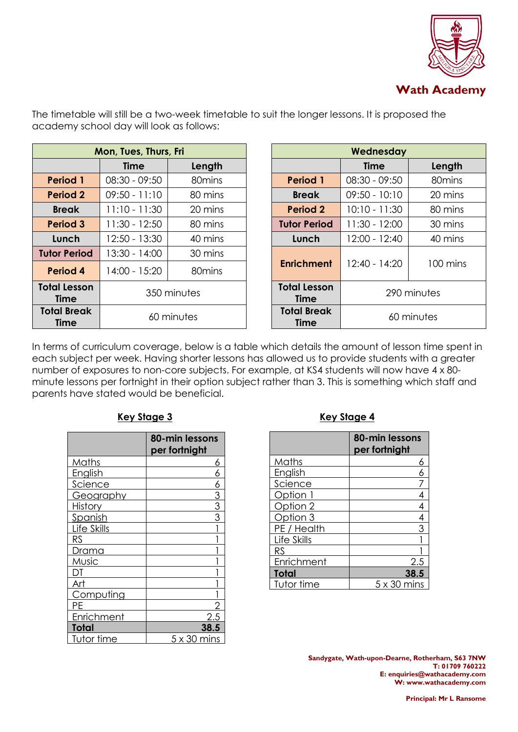The timetable will still be a two-week timetable to suit the longer lessons. It is proposed the academy school day will look as follows:

| Mon, Tues, Thurs, Fri | | |
|---|---|---|
| | **Time** | **Length** |
| **Period 1** | 08:30 - 09:50 | 80mins |
| **Period 2** | 09:50 - 11:10 | 80 mins |
| **Break** | 11:10 - 11:30 | 20 mins |
| **Period 3** | 11:30 - 12:50 | 80 mins |
| **Lunch** | 12:50 - 13:30 | 40 mins |
| **Tutor Period** | 13:30 - 14:00 | 30 mins |
| **Period 4** | 14:00 - 15:20 | 80mins |
| **Total Lesson Time** | 350 minutes | |
| **Total Break Time** | 60 minutes | |

| Wednesday | | |
|---|---|---|
| | **Time** | **Length** |
| **Period 1** | 08:30 - 09:50 | 80mins |
| **Break** | 09:50 - 10:10 | 20 mins |
| **Period 2** | 10:10 - 11:30 | 80 mins |
| **Tutor Period** | 11:30 - 12:00 | 30 mins |
| **Lunch** | 12:00 - 12:40 | 40 mins |
| **Enrichment** | 12:40 - 14:20 | 100 mins |
| **Total Lesson Time** | 290 minutes | |
| **Total Break Time** | 60 minutes | |

In terms of curriculum coverage, below is a table which details the amount of lesson time spent in each subject per week. Having shorter lessons has allowed us to provide students with a greater number of exposures to non-core subjects. For example, at KS4 students will now have 4 x 80-minute lessons per fortnight in their option subject rather than 3. This is something which staff and parents have stated would be beneficial.

**Key Stage 3**

| | **80-min lessons per fortnight** |
|---|---|
| Maths | 6 |
| English | 6 |
| Science | 6 |
| Geography | 3 |
| History | 3 |
| Spanish | 3 |
| Life Skills | 1 |
| RS | 1 |
| Drama | 1 |
| Music | 1 |
| DT | 1 |
| Art | 1 |
| Computing | 1 |
| PE | 2 |
| Enrichment | 2.5 |
| **Total** | **38.5** |
| Tutor time | 5 x 30 mins |

**Key Stage 4**

| | **80-min lessons per fortnight** |
|---|---|
| Maths | 6 |
| English | 6 |
| Science | 7 |
| Option 1 | 4 |
| Option 2 | 4 |
| Option 3 | 4 |
| PE / Health | 3 |
| Life Skills | 1 |
| RS | 1 |
| Enrichment | 2.5 |
| **Total** | **38.5** |
| Tutor time | 5 x 30 mins |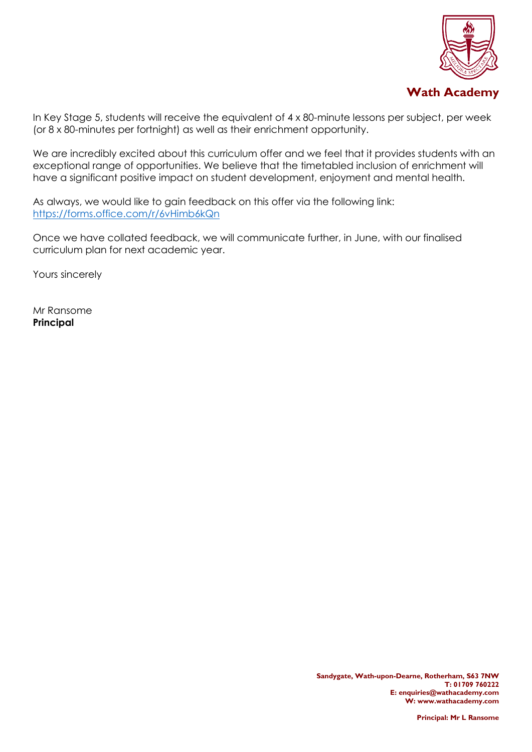**Wath Academy**

In Key Stage 5, students will receive the equivalent of 4 x 80-minute lessons per subject, per week (or 8 x 80-minutes per fortnight) as well as their enrichment opportunity.

We are incredibly excited about this curriculum offer and we feel that it provides students with an exceptional range of opportunities. We believe that the timetabled inclusion of enrichment will have a significant positive impact on student development, enjoyment and mental health.

As always, we would like to gain feedback on this offer via the following link: https://forms.office.com/r/6vHimb6kQn

Once we have collated feedback, we will communicate further, in June, with our finalised curriculum plan for next academic year.

Yours sincerely

Mr Ransome
**Principal**

**Sandygate, Wath-upon-Dearne, Rotherham, S63 7NW**
**T: 01709 760222**
**E: enquiries@wathacademy.com**
**W: www.wathacademy.com**

**Principal: Mr L Ransome**